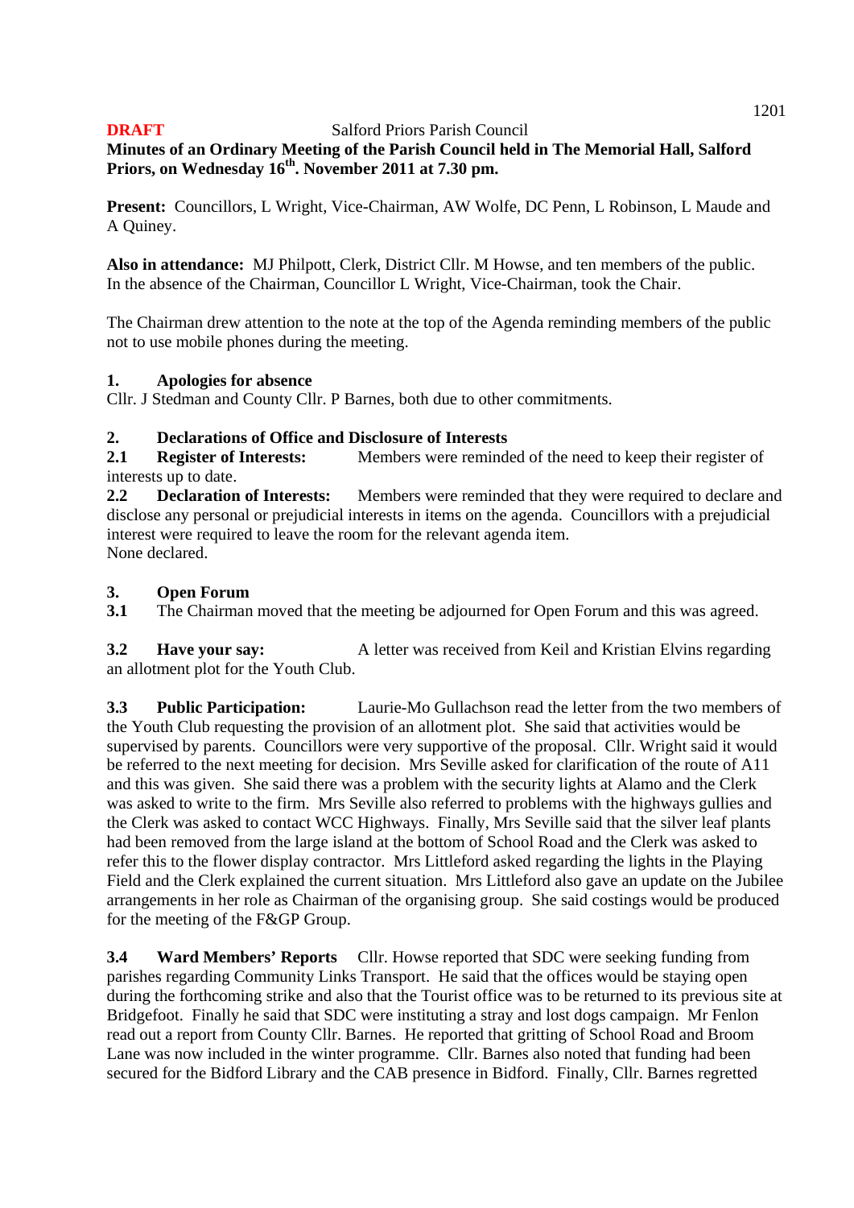**DRAFT** Salford Priors Parish Council

**Minutes of an Ordinary Meeting of the Parish Council held in The Memorial Hall, Salford Priors, on Wednesday 16th. November 2011 at 7.30 pm.**

**Present:** Councillors, L Wright, Vice-Chairman, AW Wolfe, DC Penn, L Robinson, L Maude and A Quiney.

**Also in attendance:** MJ Philpott, Clerk, District Cllr. M Howse, and ten members of the public. In the absence of the Chairman, Councillor L Wright, Vice-Chairman, took the Chair.

The Chairman drew attention to the note at the top of the Agenda reminding members of the public not to use mobile phones during the meeting.

## 1. Apologies for absence

Cllr. J Stedman and County Cllr. P Barnes, both due to other commitments.

## 2. Declarations of Office and Disclosure of Interests

**2.1 Register of Interests:** Members were reminded of the need to keep their register of interests up to date.

**2.2 Declaration of Interests:** Members were reminded that they were required to declare and disclose any personal or prejudicial interests in items on the agenda. Councillors with a prejudicial interest were required to leave the room for the relevant agenda item.
None declared.

## 3. Open Forum

**3.1** The Chairman moved that the meeting be adjourned for Open Forum and this was agreed.

**3.2 Have your say:** A letter was received from Keil and Kristian Elvins regarding an allotment plot for the Youth Club.

**3.3 Public Participation:** Laurie-Mo Gullachson read the letter from the two members of the Youth Club requesting the provision of an allotment plot. She said that activities would be supervised by parents. Councillors were very supportive of the proposal. Cllr. Wright said it would be referred to the next meeting for decision. Mrs Seville asked for clarification of the route of A11 and this was given. She said there was a problem with the security lights at Alamo and the Clerk was asked to write to the firm. Mrs Seville also referred to problems with the highways gullies and the Clerk was asked to contact WCC Highways. Finally, Mrs Seville said that the silver leaf plants had been removed from the large island at the bottom of School Road and the Clerk was asked to refer this to the flower display contractor. Mrs Littleford asked regarding the lights in the Playing Field and the Clerk explained the current situation. Mrs Littleford also gave an update on the Jubilee arrangements in her role as Chairman of the organising group. She said costings would be produced for the meeting of the F&GP Group.

**3.4 Ward Members' Reports** Cllr. Howse reported that SDC were seeking funding from parishes regarding Community Links Transport. He said that the offices would be staying open during the forthcoming strike and also that the Tourist office was to be returned to its previous site at Bridgefoot. Finally he said that SDC were instituting a stray and lost dogs campaign. Mr Fenlon read out a report from County Cllr. Barnes. He reported that gritting of School Road and Broom Lane was now included in the winter programme. Cllr. Barnes also noted that funding had been secured for the Bidford Library and the CAB presence in Bidford. Finally, Cllr. Barnes regretted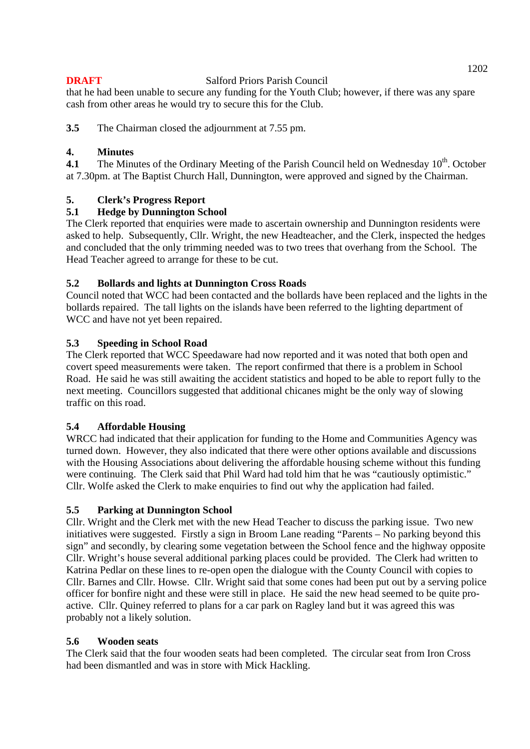that he had been unable to secure any funding for the Youth Club; however, if there was any spare cash from other areas he would try to secure this for the Club.

**3.5** The Chairman closed the adjournment at 7.55 pm.

## 4. Minutes

**4.1** The Minutes of the Ordinary Meeting of the Parish Council held on Wednesday 10th. October at 7.30pm. at The Baptist Church Hall, Dunnington, were approved and signed by the Chairman.

## 5. Clerk's Progress Report

### 5.1 Hedge by Dunnington School

The Clerk reported that enquiries were made to ascertain ownership and Dunnington residents were asked to help. Subsequently, Cllr. Wright, the new Headteacher, and the Clerk, inspected the hedges and concluded that the only trimming needed was to two trees that overhang from the School. The Head Teacher agreed to arrange for these to be cut.

### 5.2 Bollards and lights at Dunnington Cross Roads

Council noted that WCC had been contacted and the bollards have been replaced and the lights in the bollards repaired. The tall lights on the islands have been referred to the lighting department of WCC and have not yet been repaired.

### 5.3 Speeding in School Road

The Clerk reported that WCC Speedaware had now reported and it was noted that both open and covert speed measurements were taken. The report confirmed that there is a problem in School Road. He said he was still awaiting the accident statistics and hoped to be able to report fully to the next meeting. Councillors suggested that additional chicanes might be the only way of slowing traffic on this road.

### 5.4 Affordable Housing

WRCC had indicated that their application for funding to the Home and Communities Agency was turned down. However, they also indicated that there were other options available and discussions with the Housing Associations about delivering the affordable housing scheme without this funding were continuing. The Clerk said that Phil Ward had told him that he was "cautiously optimistic." Cllr. Wolfe asked the Clerk to make enquiries to find out why the application had failed.

### 5.5 Parking at Dunnington School

Cllr. Wright and the Clerk met with the new Head Teacher to discuss the parking issue. Two new initiatives were suggested. Firstly a sign in Broom Lane reading "Parents – No parking beyond this sign" and secondly, by clearing some vegetation between the School fence and the highway opposite Cllr. Wright's house several additional parking places could be provided. The Clerk had written to Katrina Pedlar on these lines to re-open open the dialogue with the County Council with copies to Cllr. Barnes and Cllr. Howse. Cllr. Wright said that some cones had been put out by a serving police officer for bonfire night and these were still in place. He said the new head seemed to be quite pro-active. Cllr. Quiney referred to plans for a car park on Ragley land but it was agreed this was probably not a likely solution.

### 5.6 Wooden seats

The Clerk said that the four wooden seats had been completed. The circular seat from Iron Cross had been dismantled and was in store with Mick Hackling.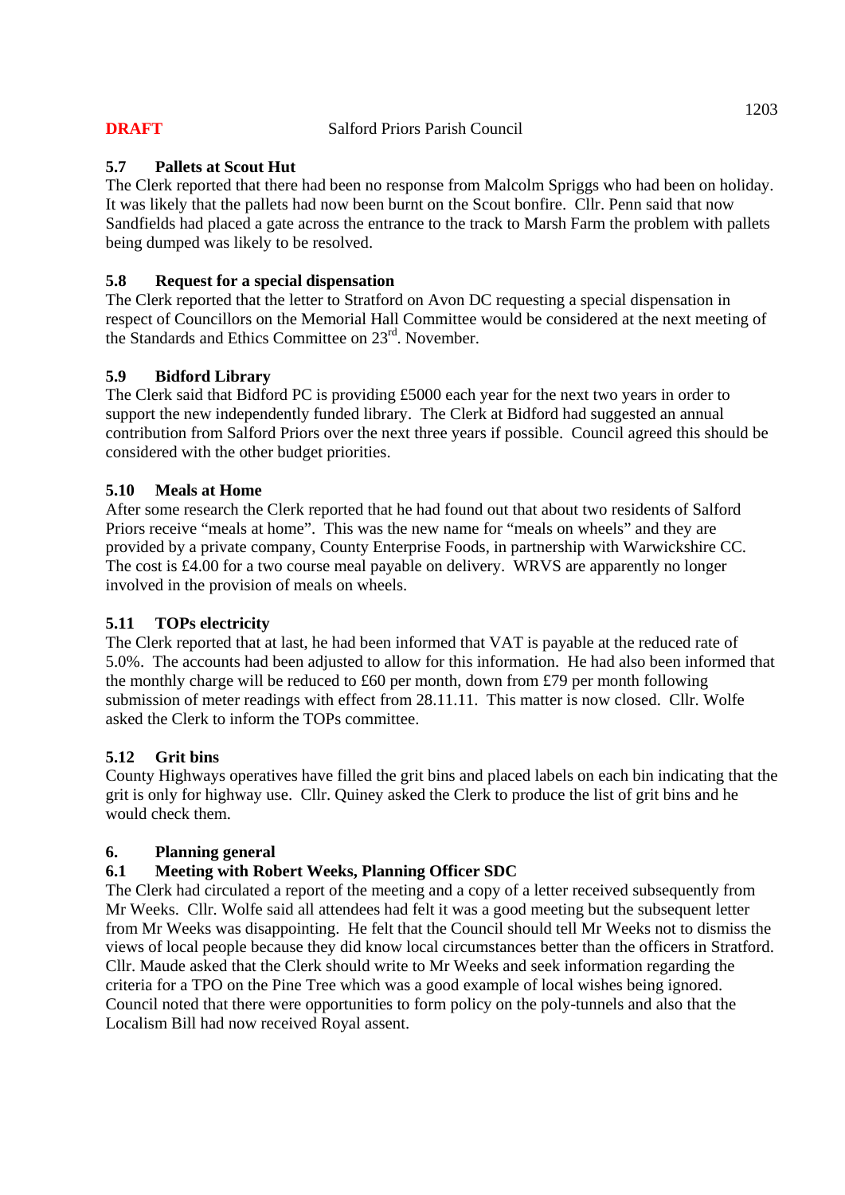**DRAFT** Salford Priors Parish Council

### 5.7 Pallets at Scout Hut

The Clerk reported that there had been no response from Malcolm Spriggs who had been on holiday. It was likely that the pallets had now been burnt on the Scout bonfire. Cllr. Penn said that now Sandfields had placed a gate across the entrance to the track to Marsh Farm the problem with pallets being dumped was likely to be resolved.

### 5.8 Request for a special dispensation

The Clerk reported that the letter to Stratford on Avon DC requesting a special dispensation in respect of Councillors on the Memorial Hall Committee would be considered at the next meeting of the Standards and Ethics Committee on 23rd. November.

### 5.9 Bidford Library

The Clerk said that Bidford PC is providing £5000 each year for the next two years in order to support the new independently funded library. The Clerk at Bidford had suggested an annual contribution from Salford Priors over the next three years if possible. Council agreed this should be considered with the other budget priorities.

### 5.10 Meals at Home

After some research the Clerk reported that he had found out that about two residents of Salford Priors receive "meals at home". This was the new name for "meals on wheels" and they are provided by a private company, County Enterprise Foods, in partnership with Warwickshire CC. The cost is £4.00 for a two course meal payable on delivery. WRVS are apparently no longer involved in the provision of meals on wheels.

### 5.11 TOPs electricity

The Clerk reported that at last, he had been informed that VAT is payable at the reduced rate of 5.0%. The accounts had been adjusted to allow for this information. He had also been informed that the monthly charge will be reduced to £60 per month, down from £79 per month following submission of meter readings with effect from 28.11.11. This matter is now closed. Cllr. Wolfe asked the Clerk to inform the TOPs committee.

### 5.12 Grit bins

County Highways operatives have filled the grit bins and placed labels on each bin indicating that the grit is only for highway use. Cllr. Quiney asked the Clerk to produce the list of grit bins and he would check them.

## 6. Planning general

### 6.1 Meeting with Robert Weeks, Planning Officer SDC

The Clerk had circulated a report of the meeting and a copy of a letter received subsequently from Mr Weeks. Cllr. Wolfe said all attendees had felt it was a good meeting but the subsequent letter from Mr Weeks was disappointing. He felt that the Council should tell Mr Weeks not to dismiss the views of local people because they did know local circumstances better than the officers in Stratford. Cllr. Maude asked that the Clerk should write to Mr Weeks and seek information regarding the criteria for a TPO on the Pine Tree which was a good example of local wishes being ignored. Council noted that there were opportunities to form policy on the poly-tunnels and also that the Localism Bill had now received Royal assent.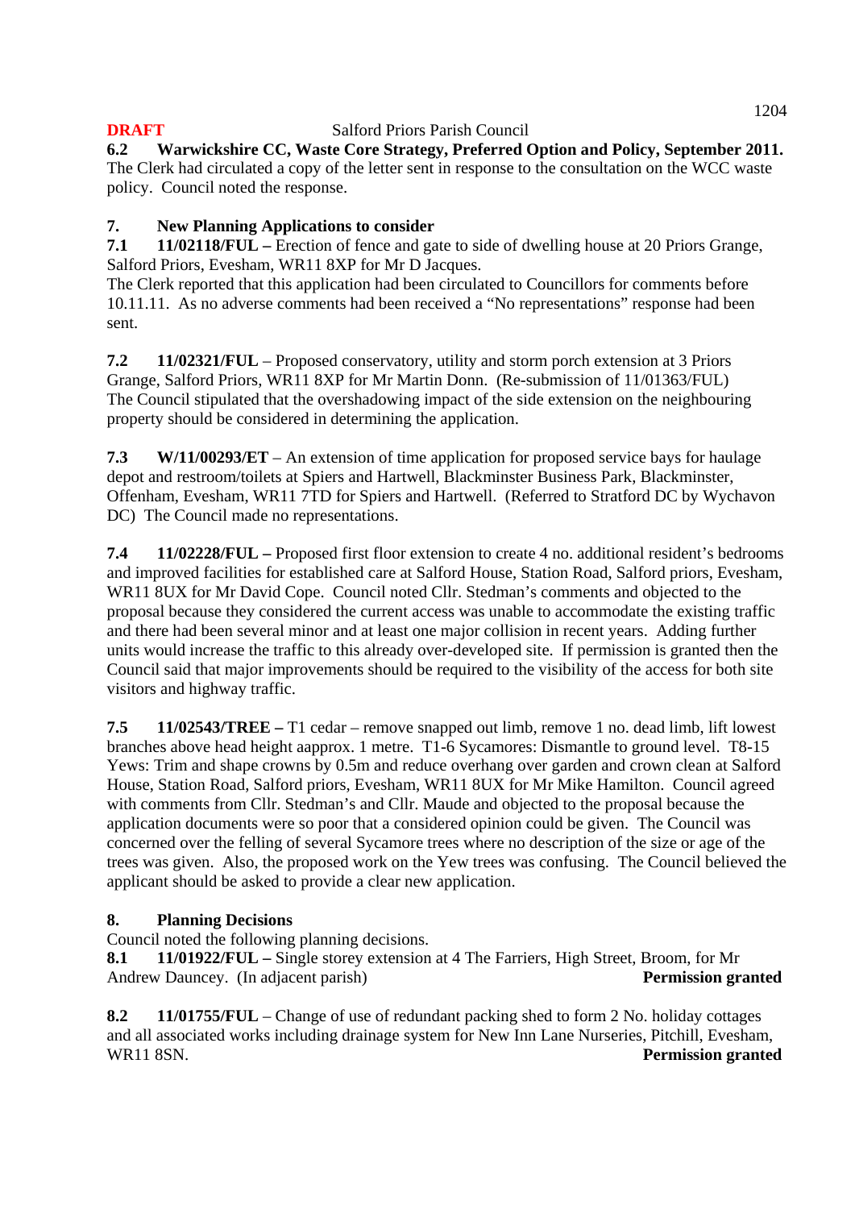**DRAFT** Salford Priors Parish Council

**6.2 Warwickshire CC, Waste Core Strategy, Preferred Option and Policy, September 2011.**
The Clerk had circulated a copy of the letter sent in response to the consultation on the WCC waste policy. Council noted the response.

**7. New Planning Applications to consider**

**7.1 11/02118/FUL –** Erection of fence and gate to side of dwelling house at 20 Priors Grange, Salford Priors, Evesham, WR11 8XP for Mr D Jacques.
The Clerk reported that this application had been circulated to Councillors for comments before 10.11.11. As no adverse comments had been received a "No representations" response had been sent.

**7.2 11/02321/FUL** – Proposed conservatory, utility and storm porch extension at 3 Priors Grange, Salford Priors, WR11 8XP for Mr Martin Donn. (Re-submission of 11/01363/FUL)
The Council stipulated that the overshadowing impact of the side extension on the neighbouring property should be considered in determining the application.

**7.3 W/11/00293/ET** – An extension of time application for proposed service bays for haulage depot and restroom/toilets at Spiers and Hartwell, Blackminster Business Park, Blackminster, Offenham, Evesham, WR11 7TD for Spiers and Hartwell. (Referred to Stratford DC by Wychavon DC) The Council made no representations.

**7.4 11/02228/FUL –** Proposed first floor extension to create 4 no. additional resident's bedrooms and improved facilities for established care at Salford House, Station Road, Salford priors, Evesham, WR11 8UX for Mr David Cope. Council noted Cllr. Stedman's comments and objected to the proposal because they considered the current access was unable to accommodate the existing traffic and there had been several minor and at least one major collision in recent years. Adding further units would increase the traffic to this already over-developed site. If permission is granted then the Council said that major improvements should be required to the visibility of the access for both site visitors and highway traffic.

**7.5 11/02543/TREE –** T1 cedar – remove snapped out limb, remove 1 no. dead limb, lift lowest branches above head height aapprox. 1 metre. T1-6 Sycamores: Dismantle to ground level. T8-15 Yews: Trim and shape crowns by 0.5m and reduce overhang over garden and crown clean at Salford House, Station Road, Salford priors, Evesham, WR11 8UX for Mr Mike Hamilton. Council agreed with comments from Cllr. Stedman's and Cllr. Maude and objected to the proposal because the application documents were so poor that a considered opinion could be given. The Council was concerned over the felling of several Sycamore trees where no description of the size or age of the trees was given. Also, the proposed work on the Yew trees was confusing. The Council believed the applicant should be asked to provide a clear new application.

**8. Planning Decisions**

Council noted the following planning decisions.

**8.1 11/01922/FUL –** Single storey extension at 4 The Farriers, High Street, Broom, for Mr Andrew Dauncey. (In adjacent parish) **Permission granted**

**8.2 11/01755/FUL** – Change of use of redundant packing shed to form 2 No. holiday cottages and all associated works including drainage system for New Inn Lane Nurseries, Pitchill, Evesham, WR11 8SN. **Permission granted**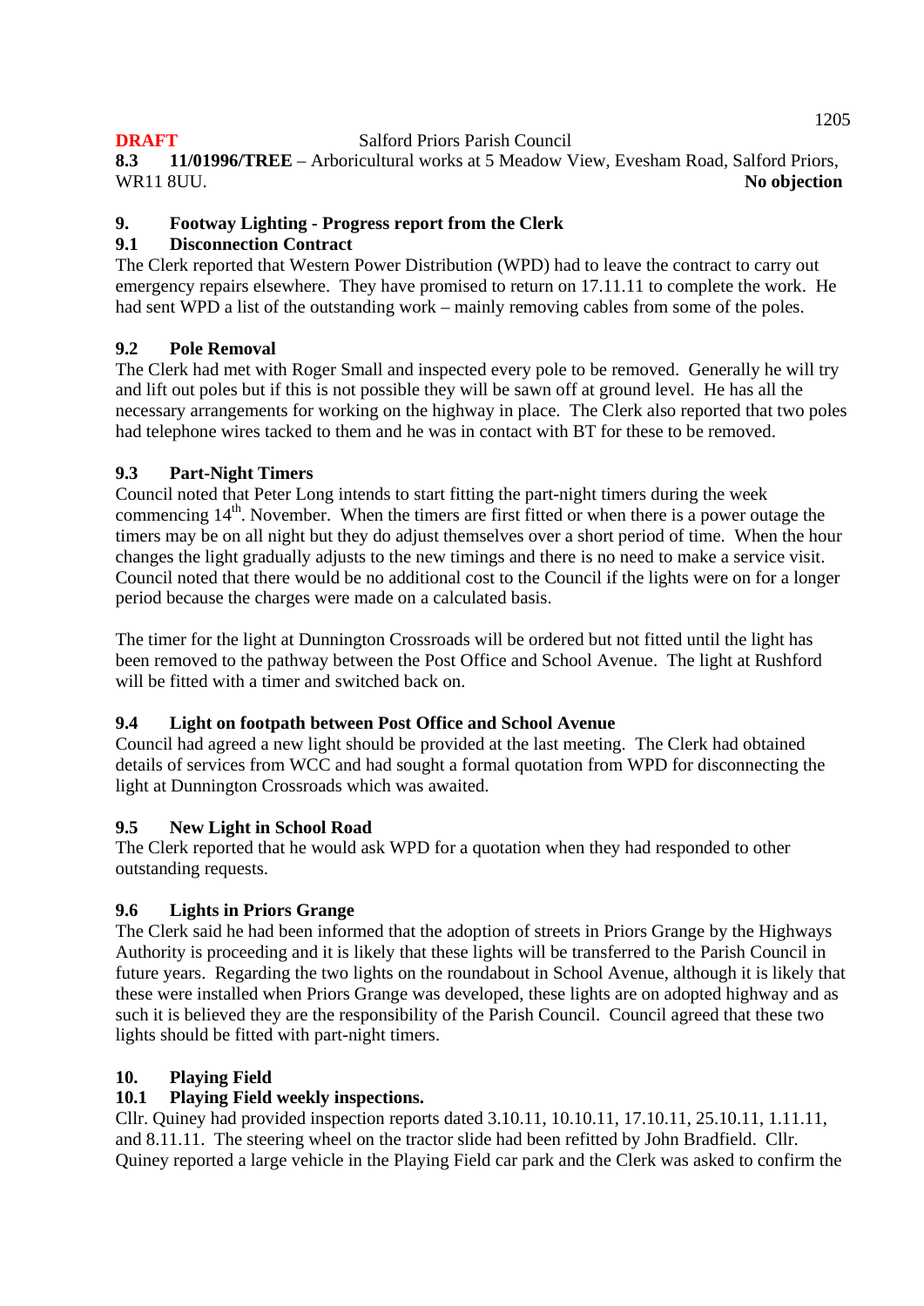**DRAFT** Salford Priors Parish Council

**8.3 11/01996/TREE** – Arboricultural works at 5 Meadow View, Evesham Road, Salford Priors, WR11 8UU. **No objection**

## 9. Footway Lighting - Progress report from the Clerk

### 9.1 Disconnection Contract

The Clerk reported that Western Power Distribution (WPD) had to leave the contract to carry out emergency repairs elsewhere. They have promised to return on 17.11.11 to complete the work. He had sent WPD a list of the outstanding work – mainly removing cables from some of the poles.

### 9.2 Pole Removal

The Clerk had met with Roger Small and inspected every pole to be removed. Generally he will try and lift out poles but if this is not possible they will be sawn off at ground level. He has all the necessary arrangements for working on the highway in place. The Clerk also reported that two poles had telephone wires tacked to them and he was in contact with BT for these to be removed.

### 9.3 Part-Night Timers

Council noted that Peter Long intends to start fitting the part-night timers during the week commencing 14th. November. When the timers are first fitted or when there is a power outage the timers may be on all night but they do adjust themselves over a short period of time. When the hour changes the light gradually adjusts to the new timings and there is no need to make a service visit. Council noted that there would be no additional cost to the Council if the lights were on for a longer period because the charges were made on a calculated basis.

The timer for the light at Dunnington Crossroads will be ordered but not fitted until the light has been removed to the pathway between the Post Office and School Avenue. The light at Rushford will be fitted with a timer and switched back on.

### 9.4 Light on footpath between Post Office and School Avenue

Council had agreed a new light should be provided at the last meeting. The Clerk had obtained details of services from WCC and had sought a formal quotation from WPD for disconnecting the light at Dunnington Crossroads which was awaited.

### 9.5 New Light in School Road

The Clerk reported that he would ask WPD for a quotation when they had responded to other outstanding requests.

### 9.6 Lights in Priors Grange

The Clerk said he had been informed that the adoption of streets in Priors Grange by the Highways Authority is proceeding and it is likely that these lights will be transferred to the Parish Council in future years. Regarding the two lights on the roundabout in School Avenue, although it is likely that these were installed when Priors Grange was developed, these lights are on adopted highway and as such it is believed they are the responsibility of the Parish Council. Council agreed that these two lights should be fitted with part-night timers.

## 10. Playing Field

### 10.1 Playing Field weekly inspections.

Cllr. Quiney had provided inspection reports dated 3.10.11, 10.10.11, 17.10.11, 25.10.11, 1.11.11, and 8.11.11. The steering wheel on the tractor slide had been refitted by John Bradfield. Cllr. Quiney reported a large vehicle in the Playing Field car park and the Clerk was asked to confirm the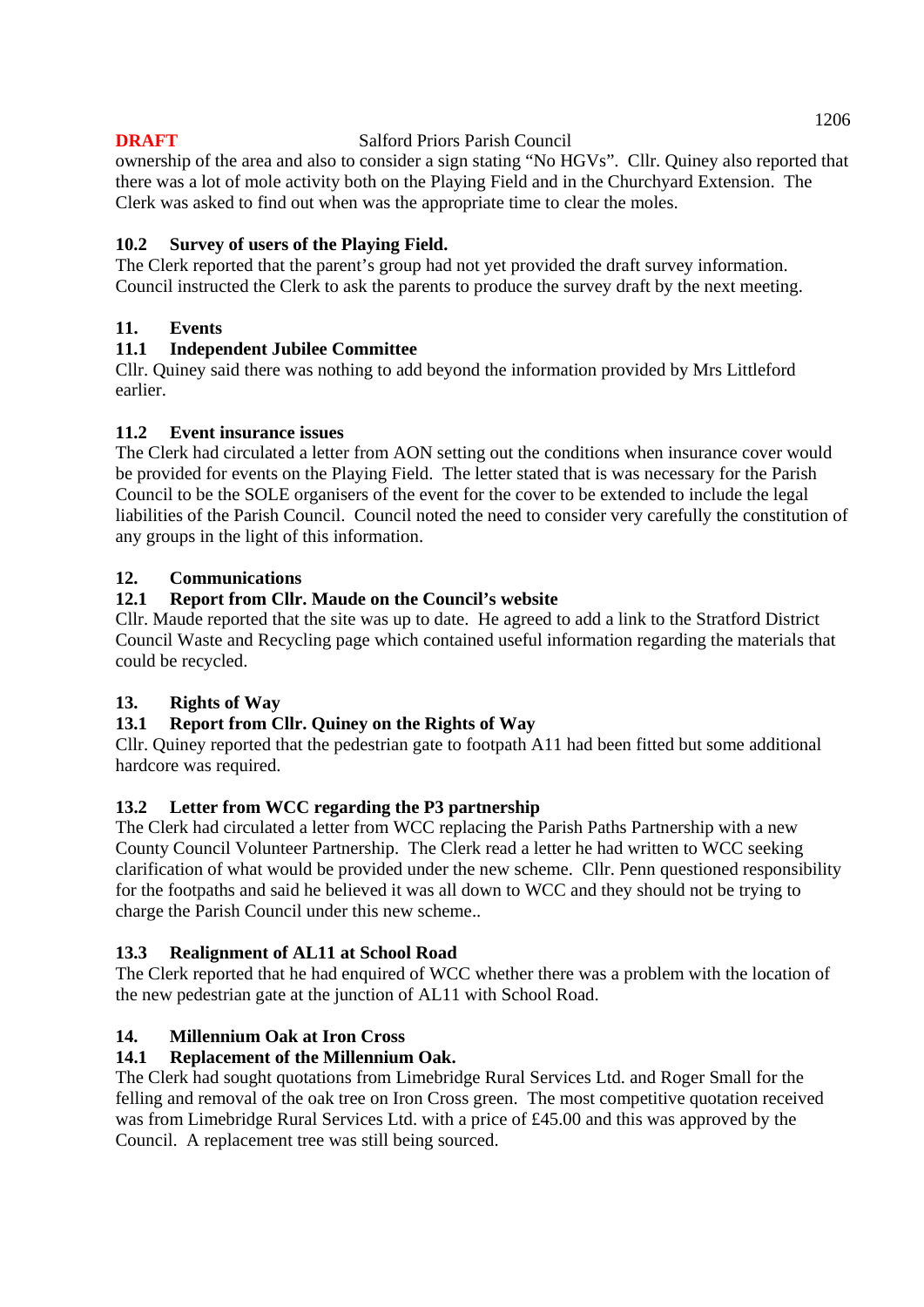ownership of the area and also to consider a sign stating "No HGVs". Cllr. Quiney also reported that there was a lot of mole activity both on the Playing Field and in the Churchyard Extension. The Clerk was asked to find out when was the appropriate time to clear the moles.

### 10.2 Survey of users of the Playing Field.

The Clerk reported that the parent's group had not yet provided the draft survey information. Council instructed the Clerk to ask the parents to produce the survey draft by the next meeting.

## 11. Events

### 11.1 Independent Jubilee Committee

Cllr. Quiney said there was nothing to add beyond the information provided by Mrs Littleford earlier.

### 11.2 Event insurance issues

The Clerk had circulated a letter from AON setting out the conditions when insurance cover would be provided for events on the Playing Field. The letter stated that is was necessary for the Parish Council to be the SOLE organisers of the event for the cover to be extended to include the legal liabilities of the Parish Council. Council noted the need to consider very carefully the constitution of any groups in the light of this information.

## 12. Communications

### 12.1 Report from Cllr. Maude on the Council's website

Cllr. Maude reported that the site was up to date. He agreed to add a link to the Stratford District Council Waste and Recycling page which contained useful information regarding the materials that could be recycled.

## 13. Rights of Way

### 13.1 Report from Cllr. Quiney on the Rights of Way

Cllr. Quiney reported that the pedestrian gate to footpath A11 had been fitted but some additional hardcore was required.

### 13.2 Letter from WCC regarding the P3 partnership

The Clerk had circulated a letter from WCC replacing the Parish Paths Partnership with a new County Council Volunteer Partnership. The Clerk read a letter he had written to WCC seeking clarification of what would be provided under the new scheme. Cllr. Penn questioned responsibility for the footpaths and said he believed it was all down to WCC and they should not be trying to charge the Parish Council under this new scheme..

### 13.3 Realignment of AL11 at School Road

The Clerk reported that he had enquired of WCC whether there was a problem with the location of the new pedestrian gate at the junction of AL11 with School Road.

## 14. Millennium Oak at Iron Cross

### 14.1 Replacement of the Millennium Oak.

The Clerk had sought quotations from Limebridge Rural Services Ltd. and Roger Small for the felling and removal of the oak tree on Iron Cross green. The most competitive quotation received was from Limebridge Rural Services Ltd. with a price of £45.00 and this was approved by the Council. A replacement tree was still being sourced.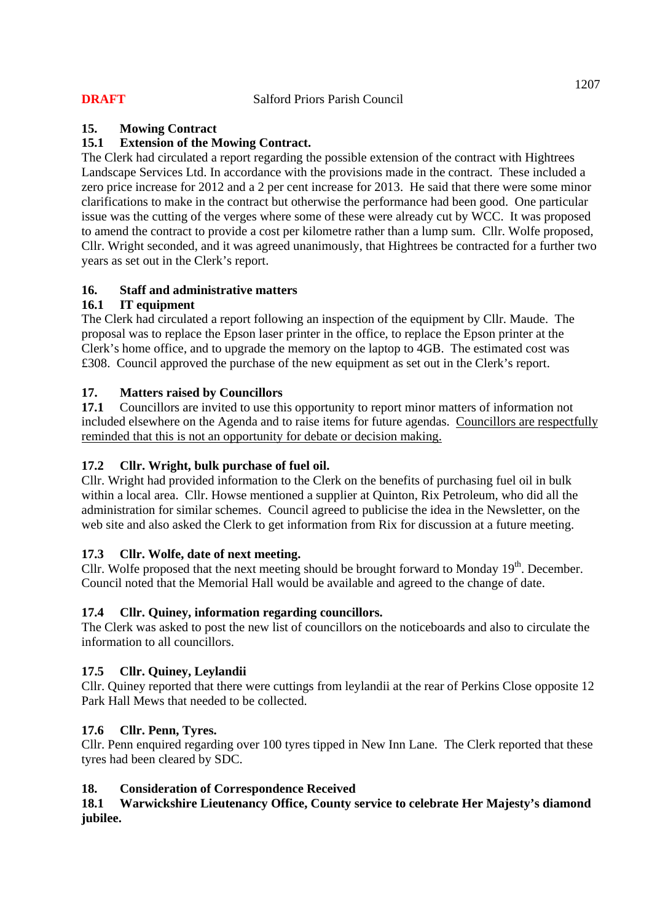**DRAFT** Salford Priors Parish Council

**15. Mowing Contract**

**15.1 Extension of the Mowing Contract.**

The Clerk had circulated a report regarding the possible extension of the contract with Hightrees Landscape Services Ltd. In accordance with the provisions made in the contract. These included a zero price increase for 2012 and a 2 per cent increase for 2013. He said that there were some minor clarifications to make in the contract but otherwise the performance had been good. One particular issue was the cutting of the verges where some of these were already cut by WCC. It was proposed to amend the contract to provide a cost per kilometre rather than a lump sum. Cllr. Wolfe proposed, Cllr. Wright seconded, and it was agreed unanimously, that Hightrees be contracted for a further two years as set out in the Clerk's report.

**16. Staff and administrative matters**

**16.1 IT equipment**

The Clerk had circulated a report following an inspection of the equipment by Cllr. Maude. The proposal was to replace the Epson laser printer in the office, to replace the Epson printer at the Clerk's home office, and to upgrade the memory on the laptop to 4GB. The estimated cost was £308. Council approved the purchase of the new equipment as set out in the Clerk's report.

**17. Matters raised by Councillors**

**17.1** Councillors are invited to use this opportunity to report minor matters of information not included elsewhere on the Agenda and to raise items for future agendas. <u>Councillors are respectfully reminded that this is not an opportunity for debate or decision making.</u>

**17.2 Cllr. Wright, bulk purchase of fuel oil.**

Cllr. Wright had provided information to the Clerk on the benefits of purchasing fuel oil in bulk within a local area. Cllr. Howse mentioned a supplier at Quinton, Rix Petroleum, who did all the administration for similar schemes. Council agreed to publicise the idea in the Newsletter, on the web site and also asked the Clerk to get information from Rix for discussion at a future meeting.

**17.3 Cllr. Wolfe, date of next meeting.**

Cllr. Wolfe proposed that the next meeting should be brought forward to Monday 19th. December. Council noted that the Memorial Hall would be available and agreed to the change of date.

**17.4 Cllr. Quiney, information regarding councillors.**

The Clerk was asked to post the new list of councillors on the noticeboards and also to circulate the information to all councillors.

**17.5 Cllr. Quiney, Leylandii**

Cllr. Quiney reported that there were cuttings from leylandii at the rear of Perkins Close opposite 12 Park Hall Mews that needed to be collected.

**17.6 Cllr. Penn, Tyres.**

Cllr. Penn enquired regarding over 100 tyres tipped in New Inn Lane. The Clerk reported that these tyres had been cleared by SDC.

**18. Consideration of Correspondence Received**

**18.1 Warwickshire Lieutenancy Office, County service to celebrate Her Majesty's diamond jubilee.**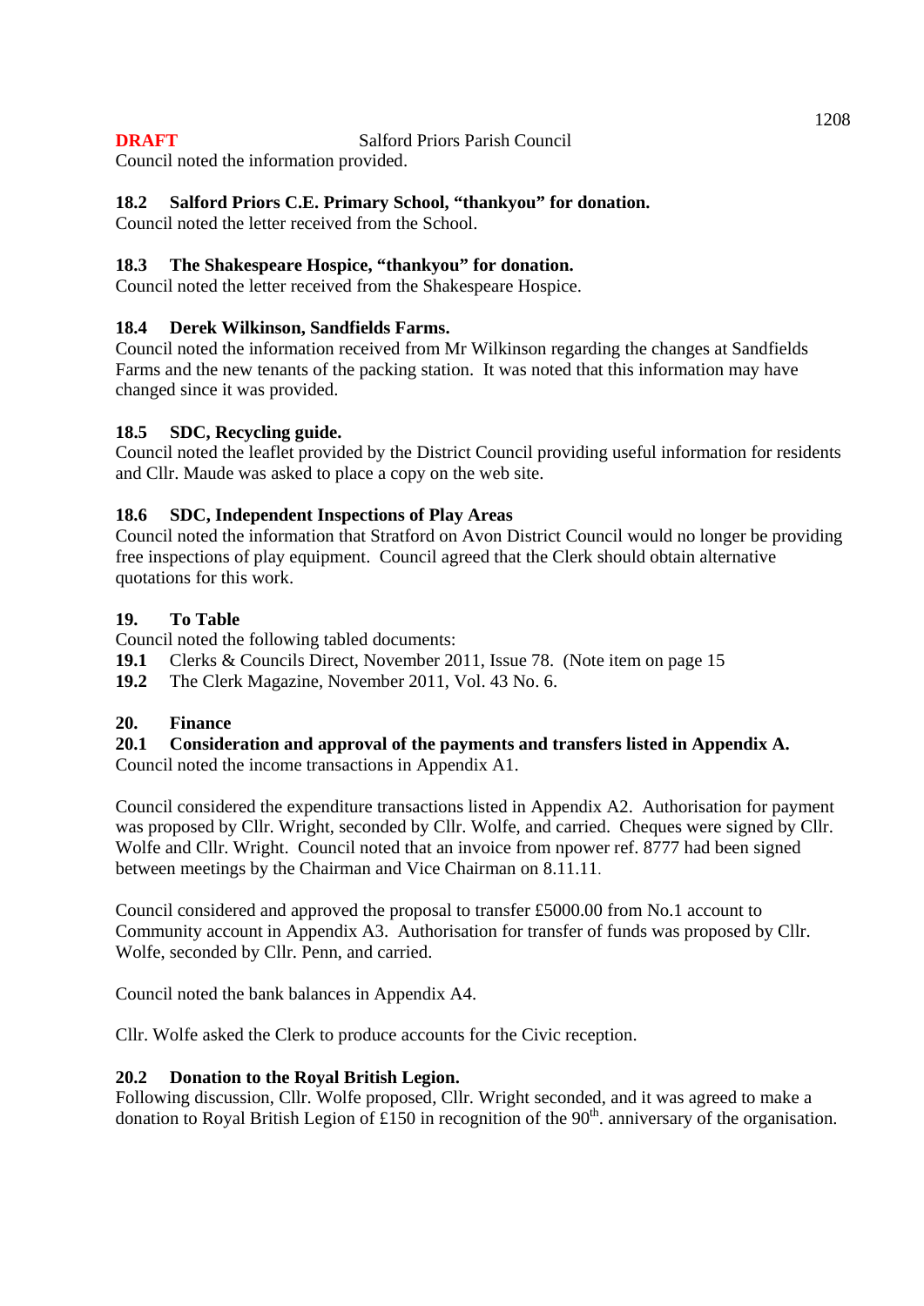Council noted the information provided.

**18.2 Salford Priors C.E. Primary School, "thankyou" for donation.**
Council noted the letter received from the School.

**18.3 The Shakespeare Hospice, "thankyou" for donation.**
Council noted the letter received from the Shakespeare Hospice.

**18.4 Derek Wilkinson, Sandfields Farms.**
Council noted the information received from Mr Wilkinson regarding the changes at Sandfields Farms and the new tenants of the packing station. It was noted that this information may have changed since it was provided.

**18.5 SDC, Recycling guide.**
Council noted the leaflet provided by the District Council providing useful information for residents and Cllr. Maude was asked to place a copy on the web site.

**18.6 SDC, Independent Inspections of Play Areas**
Council noted the information that Stratford on Avon District Council would no longer be providing free inspections of play equipment. Council agreed that the Clerk should obtain alternative quotations for this work.

**19. To Table**
Council noted the following tabled documents:
**19.1** Clerks & Councils Direct, November 2011, Issue 78. (Note item on page 15
**19.2** The Clerk Magazine, November 2011, Vol. 43 No. 6.

**20. Finance**
**20.1 Consideration and approval of the payments and transfers listed in Appendix A.**
Council noted the income transactions in Appendix A1.

Council considered the expenditure transactions listed in Appendix A2. Authorisation for payment was proposed by Cllr. Wright, seconded by Cllr. Wolfe, and carried. Cheques were signed by Cllr. Wolfe and Cllr. Wright. Council noted that an invoice from npower ref. 8777 had been signed between meetings by the Chairman and Vice Chairman on 8.11.11.

Council considered and approved the proposal to transfer £5000.00 from No.1 account to Community account in Appendix A3. Authorisation for transfer of funds was proposed by Cllr. Wolfe, seconded by Cllr. Penn, and carried.

Council noted the bank balances in Appendix A4.

Cllr. Wolfe asked the Clerk to produce accounts for the Civic reception.

**20.2 Donation to the Royal British Legion.**
Following discussion, Cllr. Wolfe proposed, Cllr. Wright seconded, and it was agreed to make a donation to Royal British Legion of £150 in recognition of the 90th. anniversary of the organisation.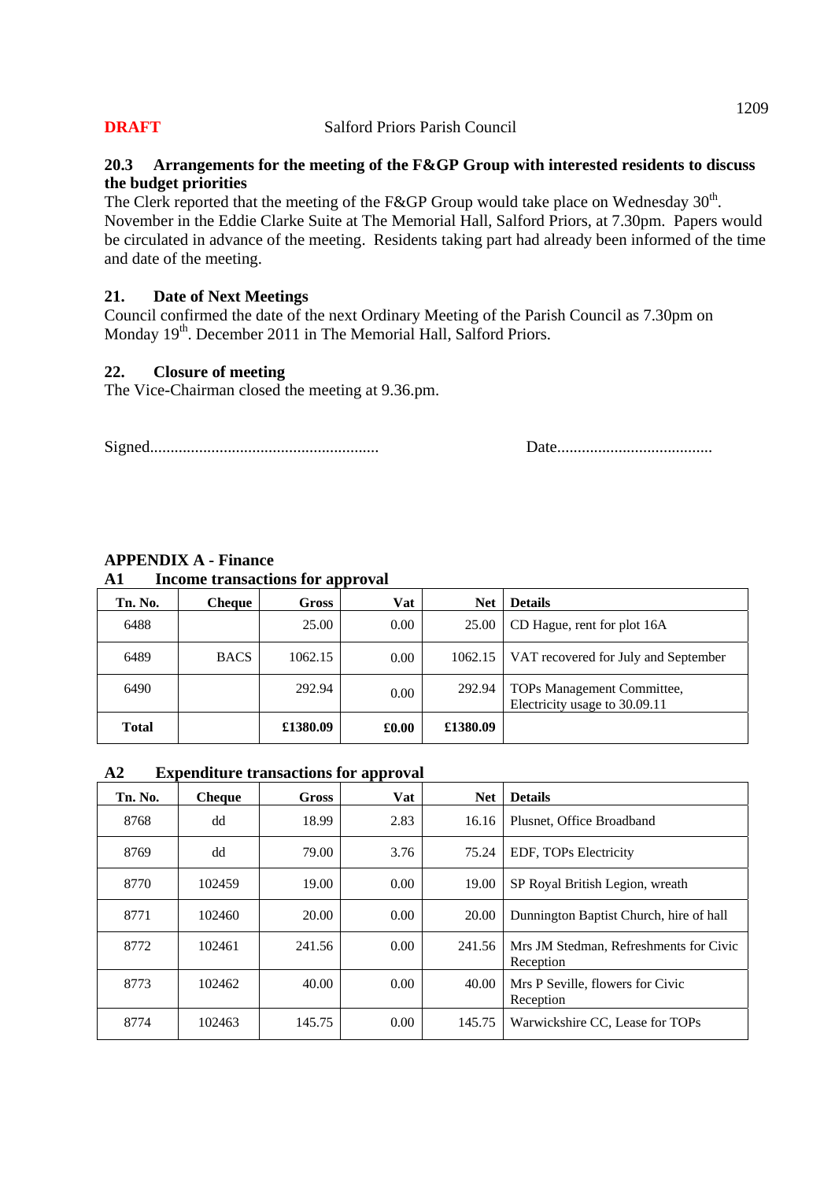**DRAFT** Salford Priors Parish Council

### 20.3 Arrangements for the meeting of the F&GP Group with interested residents to discuss the budget priorities

The Clerk reported that the meeting of the F&GP Group would take place on Wednesday 30th. November in the Eddie Clarke Suite at The Memorial Hall, Salford Priors, at 7.30pm. Papers would be circulated in advance of the meeting. Residents taking part had already been informed of the time and date of the meeting.

### 21. Date of Next Meetings

Council confirmed the date of the next Ordinary Meeting of the Parish Council as 7.30pm on Monday 19th. December 2011 in The Memorial Hall, Salford Priors.

### 22. Closure of meeting

The Vice-Chairman closed the meeting at 9.36.pm.

Signed........................................................ Date......................................

## APPENDIX A - Finance

### A1 Income transactions for approval

| Tn. No. | Cheque | Gross | Vat | Net | Details |
|---|---|---|---|---|---|
| 6488 | | 25.00 | 0.00 | 25.00 | CD Hague, rent for plot 16A |
| 6489 | BACS | 1062.15 | 0.00 | 1062.15 | VAT recovered for July and September |
| 6490 | | 292.94 | 0.00 | 292.94 | TOPs Management Committee, Electricity usage to 30.09.11 |
| **Total** | | **£1380.09** | **£0.00** | **£1380.09** | |

### A2 Expenditure transactions for approval

| Tn. No. | Cheque | Gross | Vat | Net | Details |
|---|---|---|---|---|---|
| 8768 | dd | 18.99 | 2.83 | 16.16 | Plusnet, Office Broadband |
| 8769 | dd | 79.00 | 3.76 | 75.24 | EDF, TOPs Electricity |
| 8770 | 102459 | 19.00 | 0.00 | 19.00 | SP Royal British Legion, wreath |
| 8771 | 102460 | 20.00 | 0.00 | 20.00 | Dunnington Baptist Church, hire of hall |
| 8772 | 102461 | 241.56 | 0.00 | 241.56 | Mrs JM Stedman, Refreshments for Civic Reception |
| 8773 | 102462 | 40.00 | 0.00 | 40.00 | Mrs P Seville, flowers for Civic Reception |
| 8774 | 102463 | 145.75 | 0.00 | 145.75 | Warwickshire CC, Lease for TOPs |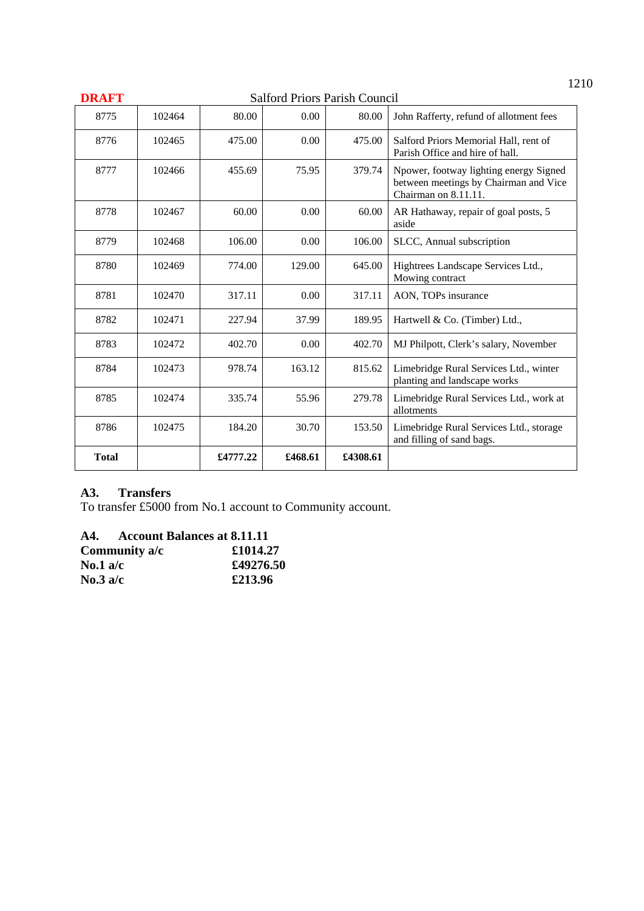**DRAFT** Salford Priors Parish Council

| | | | | | |
|---|---|---|---|---|---|
| 8775 | 102464 | 80.00 | 0.00 | 80.00 | John Rafferty, refund of allotment fees |
| 8776 | 102465 | 475.00 | 0.00 | 475.00 | Salford Priors Memorial Hall, rent of Parish Office and hire of hall. |
| 8777 | 102466 | 455.69 | 75.95 | 379.74 | Npower, footway lighting energy Signed between meetings by Chairman and Vice Chairman on 8.11.11. |
| 8778 | 102467 | 60.00 | 0.00 | 60.00 | AR Hathaway, repair of goal posts, 5 aside |
| 8779 | 102468 | 106.00 | 0.00 | 106.00 | SLCC, Annual subscription |
| 8780 | 102469 | 774.00 | 129.00 | 645.00 | Hightrees Landscape Services Ltd., Mowing contract |
| 8781 | 102470 | 317.11 | 0.00 | 317.11 | AON, TOPs insurance |
| 8782 | 102471 | 227.94 | 37.99 | 189.95 | Hartwell & Co. (Timber) Ltd., |
| 8783 | 102472 | 402.70 | 0.00 | 402.70 | MJ Philpott, Clerk's salary, November |
| 8784 | 102473 | 978.74 | 163.12 | 815.62 | Limebridge Rural Services Ltd., winter planting and landscape works |
| 8785 | 102474 | 335.74 | 55.96 | 279.78 | Limebridge Rural Services Ltd., work at allotments |
| 8786 | 102475 | 184.20 | 30.70 | 153.50 | Limebridge Rural Services Ltd., storage and filling of sand bags. |
| **Total** | | **£4777.22** | **£468.61** | **£4308.61** | |

### A3. Transfers

To transfer £5000 from No.1 account to Community account.

### A4. Account Balances at 8.11.11

**Community a/c** **£1014.27**
**No.1 a/c** **£49276.50**
**No.3 a/c** **£213.96**